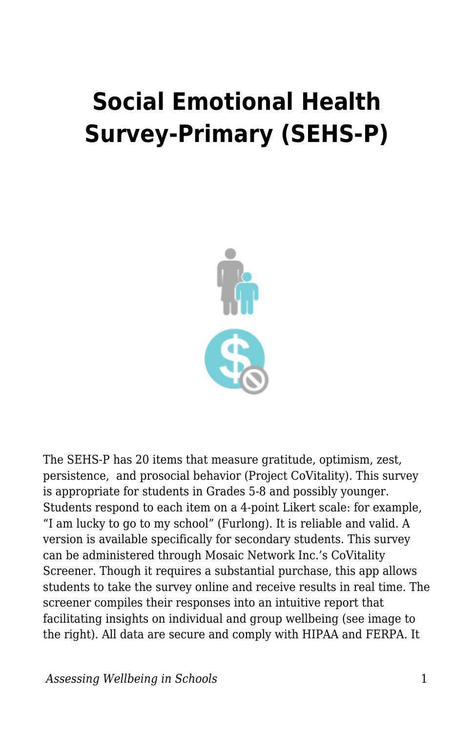# Social Emotional Health Survey-Primary (SEHS-P)

The SEHS-P has 20 items that measure gratitude, optimism, zest, persistence, and prosocial behavior (Project CoVitality). This survey is appropriate for students in Grades 5-8 and possibly younger. Students respond to each item on a 4-point Likert scale: for example, “I am lucky to go to my school” (Furlong). It is reliable and valid. A version is available specifically for secondary students. This survey can be administered through Mosaic Network Inc.’s CoVitality Screener. Though it requires a substantial purchase, this app allows students to take the survey online and receive results in real time. The screener compiles their responses into an intuitive report that facilitating insights on individual and group wellbeing (see image to the right). All data are secure and comply with HIPAA and FERPA. It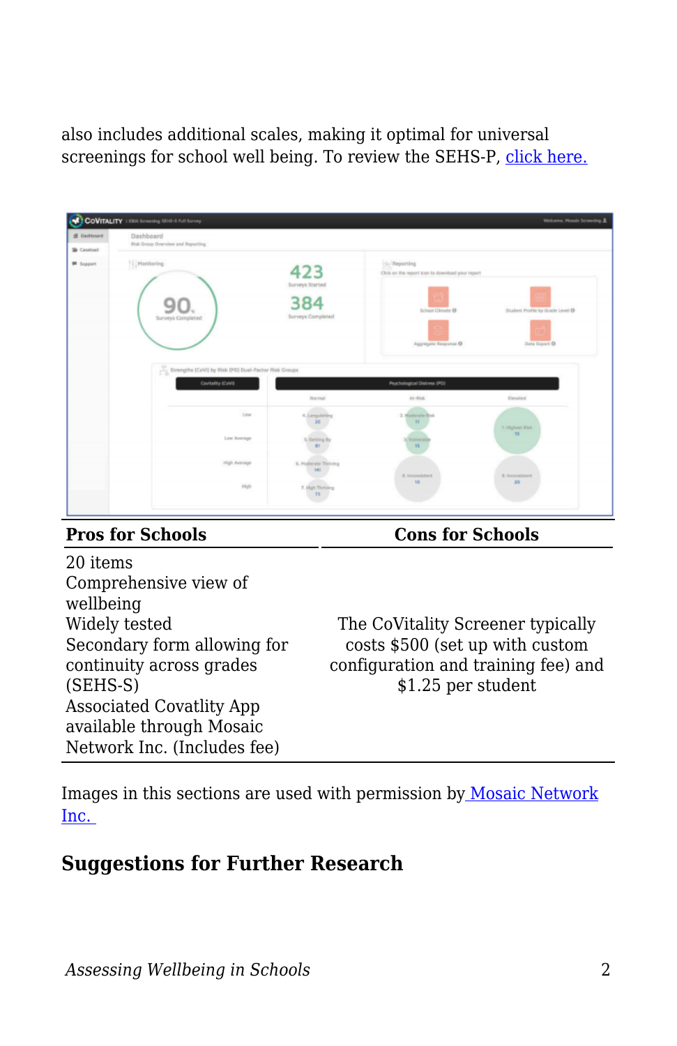also includes additional scales, making it optimal for universal screenings for school well being. To review the SEHS-P, click here.

| Pros for Schools | Cons for Schools |
| --- | --- |
| 20 items<br>Comprehensive view of wellbeing<br>Widely tested<br>Secondary form allowing for continuity across grades (SEHS-S)<br>Associated Covatlity App available through Mosaic Network Inc. (Includes fee) | The CoVitality Screener typically costs $500 (set up with custom configuration and training fee) and $1.25 per student |

Images in this sections are used with permission by Mosaic Network Inc.

## Suggestions for Further Research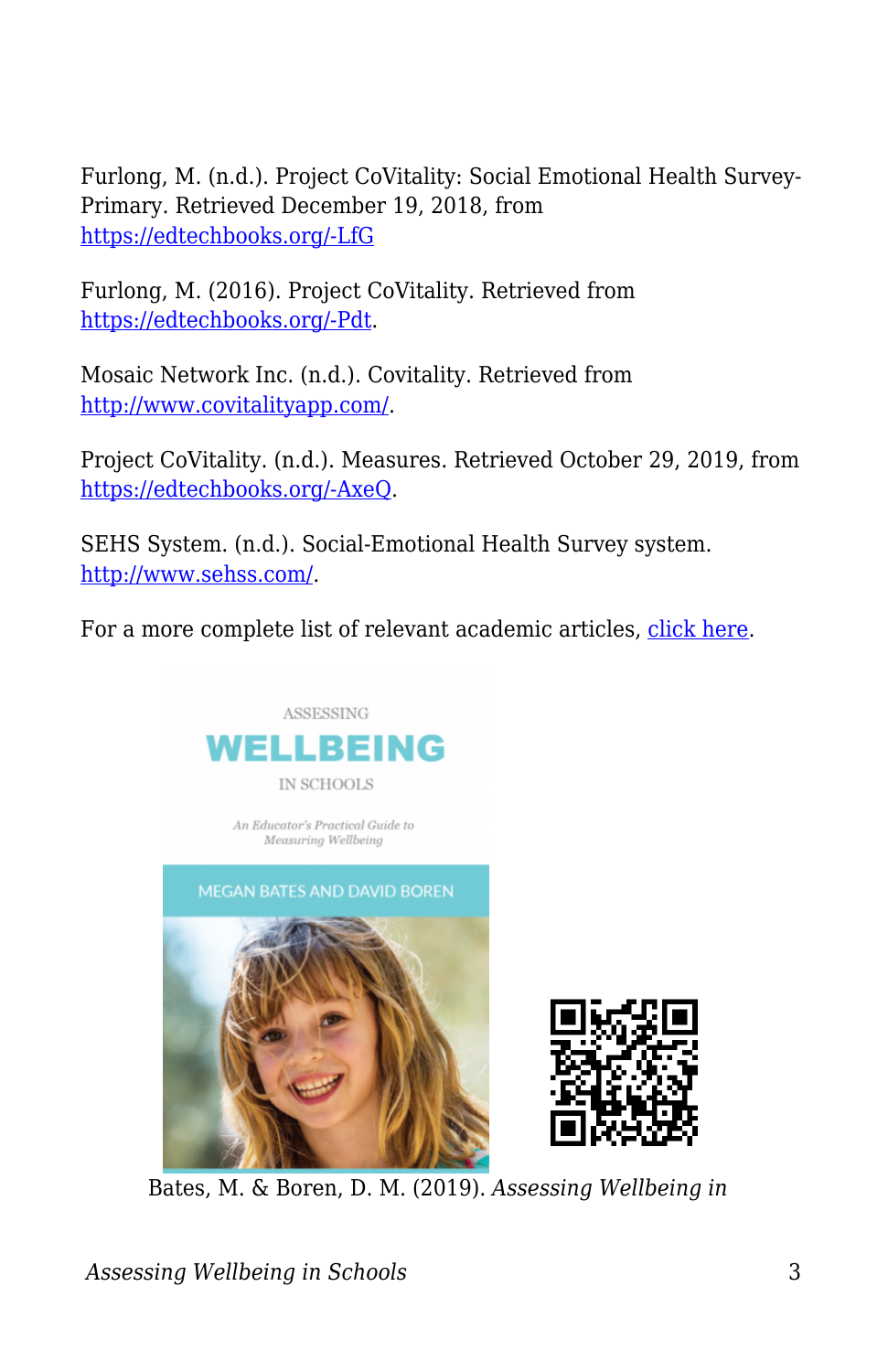Furlong, M. (n.d.). Project CoVitality: Social Emotional Health Survey-Primary. Retrieved December 19, 2018, from https://edtechbooks.org/-LfG

Furlong, M. (2016). Project CoVitality. Retrieved from https://edtechbooks.org/-Pdt.

Mosaic Network Inc. (n.d.). Covitality. Retrieved from http://www.covitalityapp.com/.

Project CoVitality. (n.d.). Measures. Retrieved October 29, 2019, from https://edtechbooks.org/-AxeQ.

SEHS System. (n.d.). Social-Emotional Health Survey system. http://www.sehss.com/.

For a more complete list of relevant academic articles, click here.

Bates, M. & Boren, D. M. (2019). *Assessing Wellbeing in*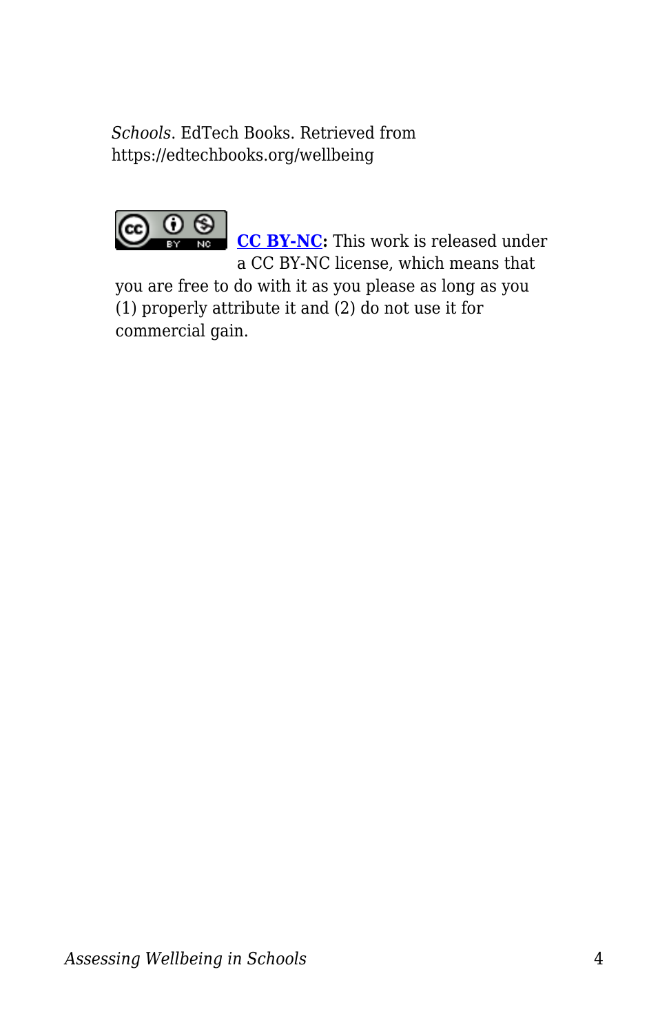*Schools*. EdTech Books. Retrieved from https://edtechbooks.org/wellbeing

**CC BY-NC:** This work is released under a CC BY-NC license, which means that you are free to do with it as you please as long as you (1) properly attribute it and (2) do not use it for commercial gain.